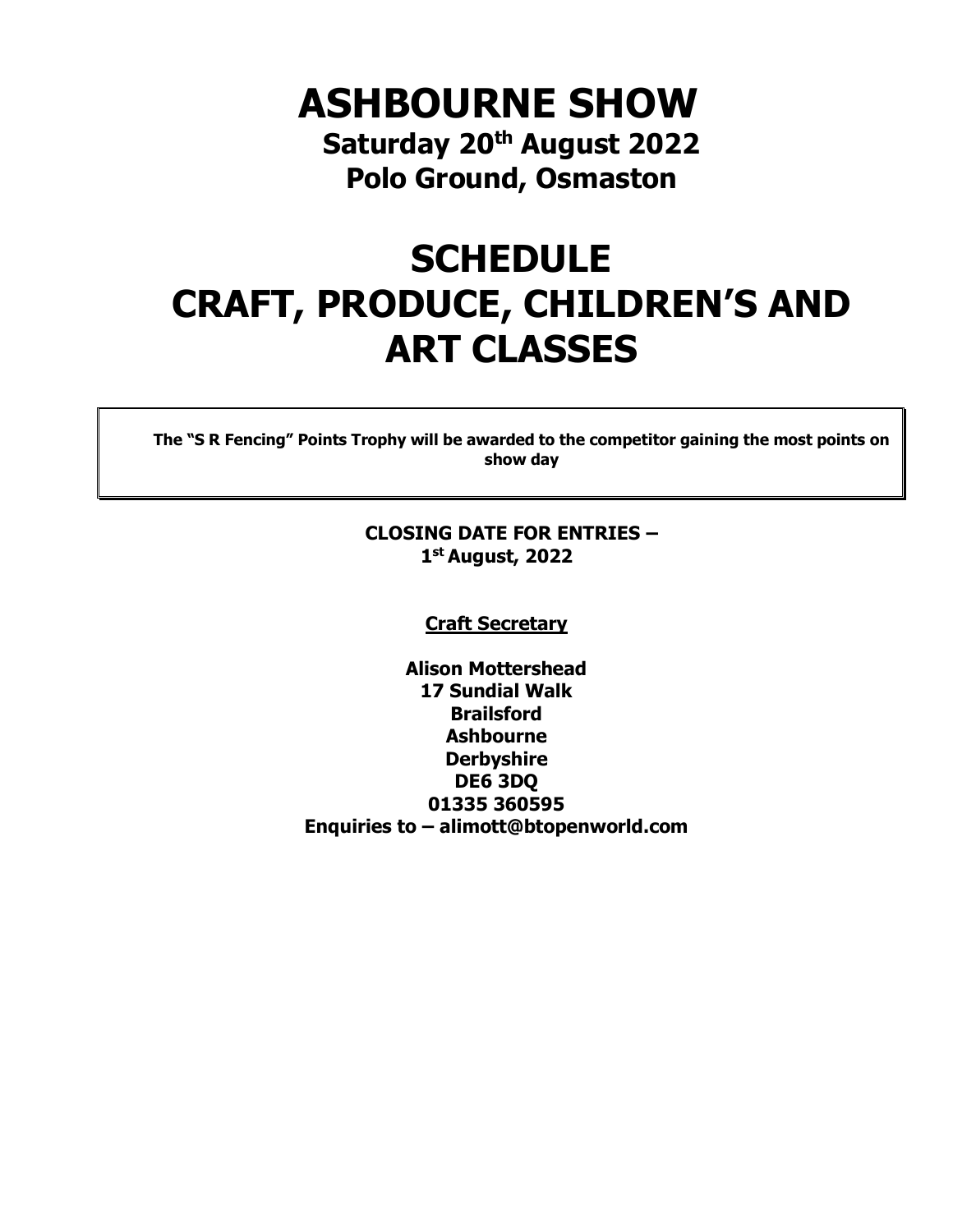# ASHBOURNE SHOW

**Saturday 20th August 2022**

**Polo Ground, Osmaston**

# SCHEDULE
# CRAFT, PRODUCE, CHILDREN'S AND ART CLASSES

**The "S R Fencing" Points Trophy will be awarded to the competitor gaining the most points on show day**

**CLOSING DATE FOR ENTRIES – 1st August, 2022**

**Craft Secretary**

**Alison Mottershead**
**17 Sundial Walk**
**Brailsford**
**Ashbourne**
**Derbyshire**
**DE6 3DQ**
**01335 360595**
**Enquiries to – alimott@btopenworld.com**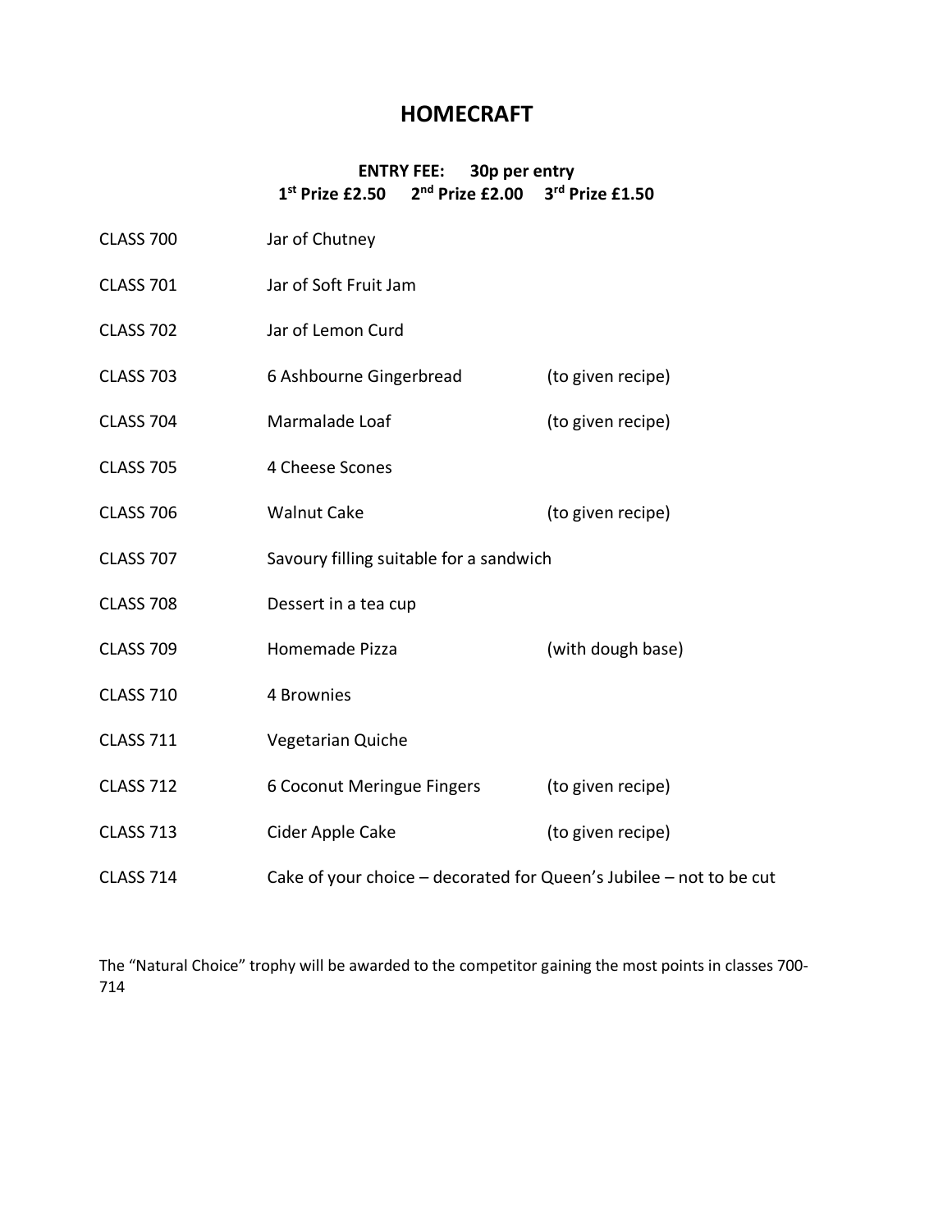# HOMECRAFT

**ENTRY FEE: 30p per entry**
**1st Prize £2.50 2nd Prize £2.00 3rd Prize £1.50**

| | | |
|---|---|---|
| CLASS 700 | Jar of Chutney | |
| CLASS 701 | Jar of Soft Fruit Jam | |
| CLASS 702 | Jar of Lemon Curd | |
| CLASS 703 | 6 Ashbourne Gingerbread | (to given recipe) |
| CLASS 704 | Marmalade Loaf | (to given recipe) |
| CLASS 705 | 4 Cheese Scones | |
| CLASS 706 | Walnut Cake | (to given recipe) |
| CLASS 707 | Savoury filling suitable for a sandwich | |
| CLASS 708 | Dessert in a tea cup | |
| CLASS 709 | Homemade Pizza | (with dough base) |
| CLASS 710 | 4 Brownies | |
| CLASS 711 | Vegetarian Quiche | |
| CLASS 712 | 6 Coconut Meringue Fingers | (to given recipe) |
| CLASS 713 | Cider Apple Cake | (to given recipe) |
| CLASS 714 | Cake of your choice – decorated for Queen's Jubilee – not to be cut | |

The "Natural Choice" trophy will be awarded to the competitor gaining the most points in classes 700-714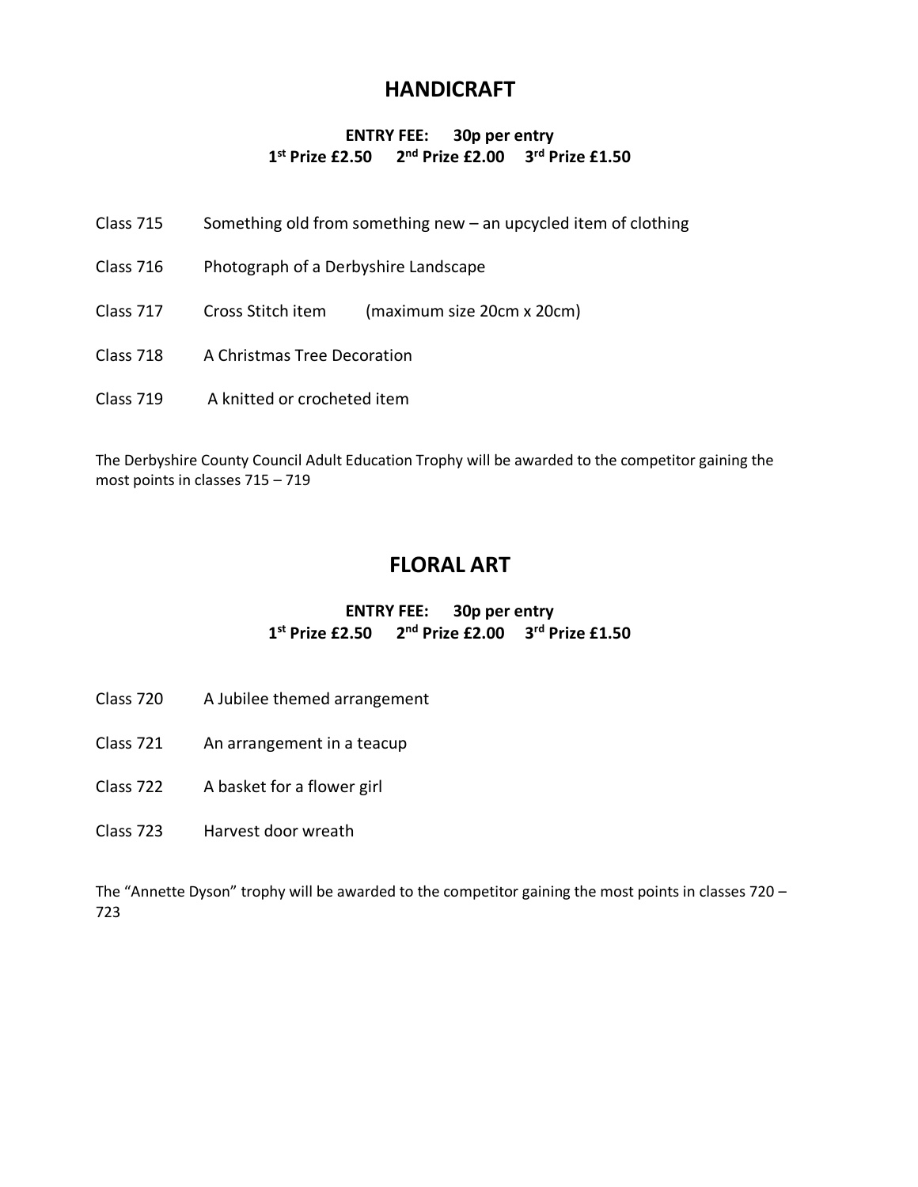## HANDICRAFT

**ENTRY FEE: 30p per entry**
**1st Prize £2.50 2nd Prize £2.00 3rd Prize £1.50**

Class 715 Something old from something new – an upcycled item of clothing

Class 716 Photograph of a Derbyshire Landscape

Class 717 Cross Stitch item (maximum size 20cm x 20cm)

Class 718 A Christmas Tree Decoration

Class 719 A knitted or crocheted item

The Derbyshire County Council Adult Education Trophy will be awarded to the competitor gaining the most points in classes 715 – 719

## FLORAL ART

**ENTRY FEE: 30p per entry**
**1st Prize £2.50 2nd Prize £2.00 3rd Prize £1.50**

Class 720 A Jubilee themed arrangement

Class 721 An arrangement in a teacup

Class 722 A basket for a flower girl

Class 723 Harvest door wreath

The "Annette Dyson" trophy will be awarded to the competitor gaining the most points in classes 720 – 723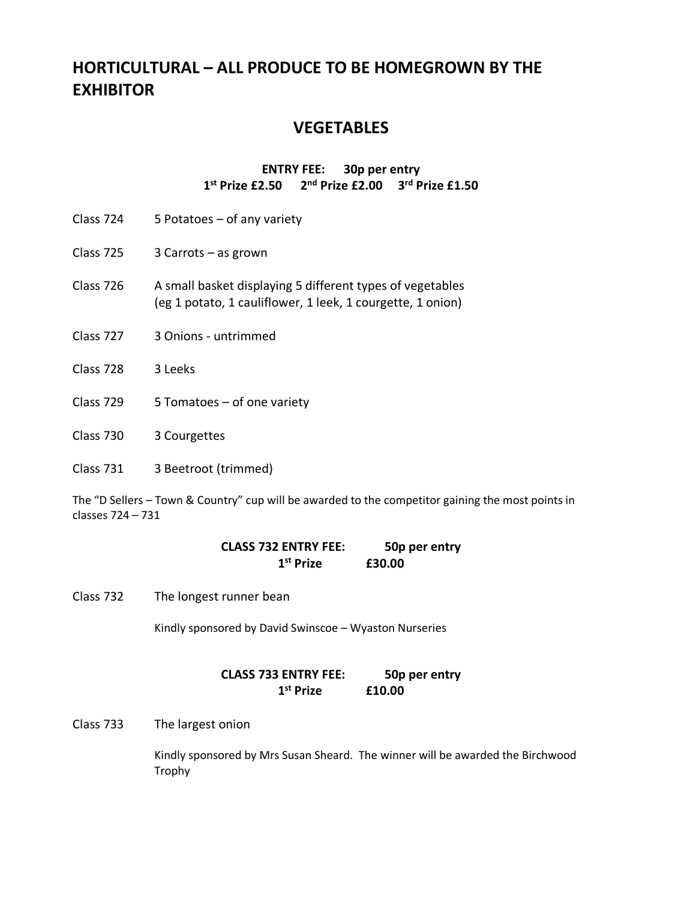# HORTICULTURAL – ALL PRODUCE TO BE HOMEGROWN BY THE EXHIBITOR

## VEGETABLES

**ENTRY FEE: 30p per entry**
**1st Prize £2.50 2nd Prize £2.00 3rd Prize £1.50**

Class 724 5 Potatoes – of any variety

Class 725 3 Carrots – as grown

Class 726 A small basket displaying 5 different types of vegetables (eg 1 potato, 1 cauliflower, 1 leek, 1 courgette, 1 onion)

Class 727 3 Onions - untrimmed

Class 728 3 Leeks

Class 729 5 Tomatoes – of one variety

Class 730 3 Courgettes

Class 731 3 Beetroot (trimmed)

The "D Sellers – Town & Country" cup will be awarded to the competitor gaining the most points in classes 724 – 731

**CLASS 732 ENTRY FEE: 50p per entry**
**1st Prize £30.00**

Class 732 The longest runner bean

Kindly sponsored by David Swinscoe – Wyaston Nurseries

**CLASS 733 ENTRY FEE: 50p per entry**
**1st Prize £10.00**

Class 733 The largest onion

Kindly sponsored by Mrs Susan Sheard. The winner will be awarded the Birchwood Trophy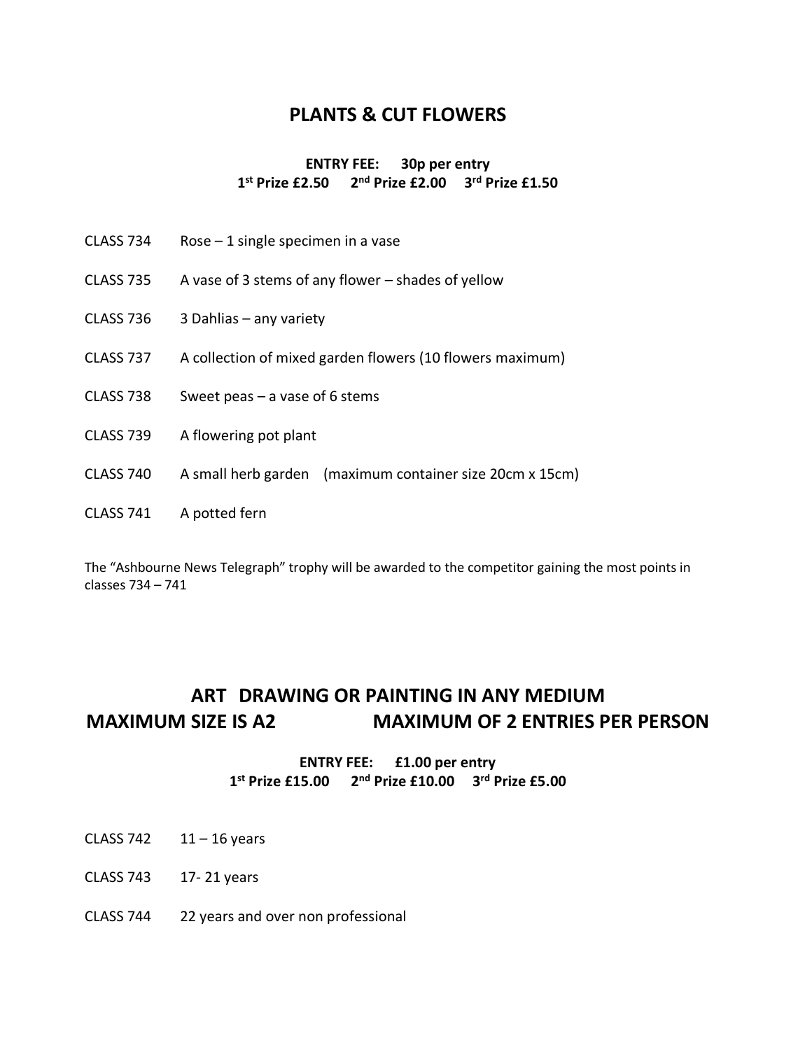## PLANTS & CUT FLOWERS

**ENTRY FEE: 30p per entry**
**1st Prize £2.50 2nd Prize £2.00 3rd Prize £1.50**

CLASS 734 Rose – 1 single specimen in a vase

CLASS 735 A vase of 3 stems of any flower – shades of yellow

CLASS 736 3 Dahlias – any variety

CLASS 737 A collection of mixed garden flowers (10 flowers maximum)

CLASS 738 Sweet peas – a vase of 6 stems

CLASS 739 A flowering pot plant

CLASS 740 A small herb garden (maximum container size 20cm x 15cm)

CLASS 741 A potted fern

The "Ashbourne News Telegraph" trophy will be awarded to the competitor gaining the most points in classes 734 – 741

## ART DRAWING OR PAINTING IN ANY MEDIUM
## MAXIMUM SIZE IS A2 MAXIMUM OF 2 ENTRIES PER PERSON

**ENTRY FEE: £1.00 per entry**
**1st Prize £15.00 2nd Prize £10.00 3rd Prize £5.00**

CLASS 742 11 – 16 years

CLASS 743 17- 21 years

CLASS 744 22 years and over non professional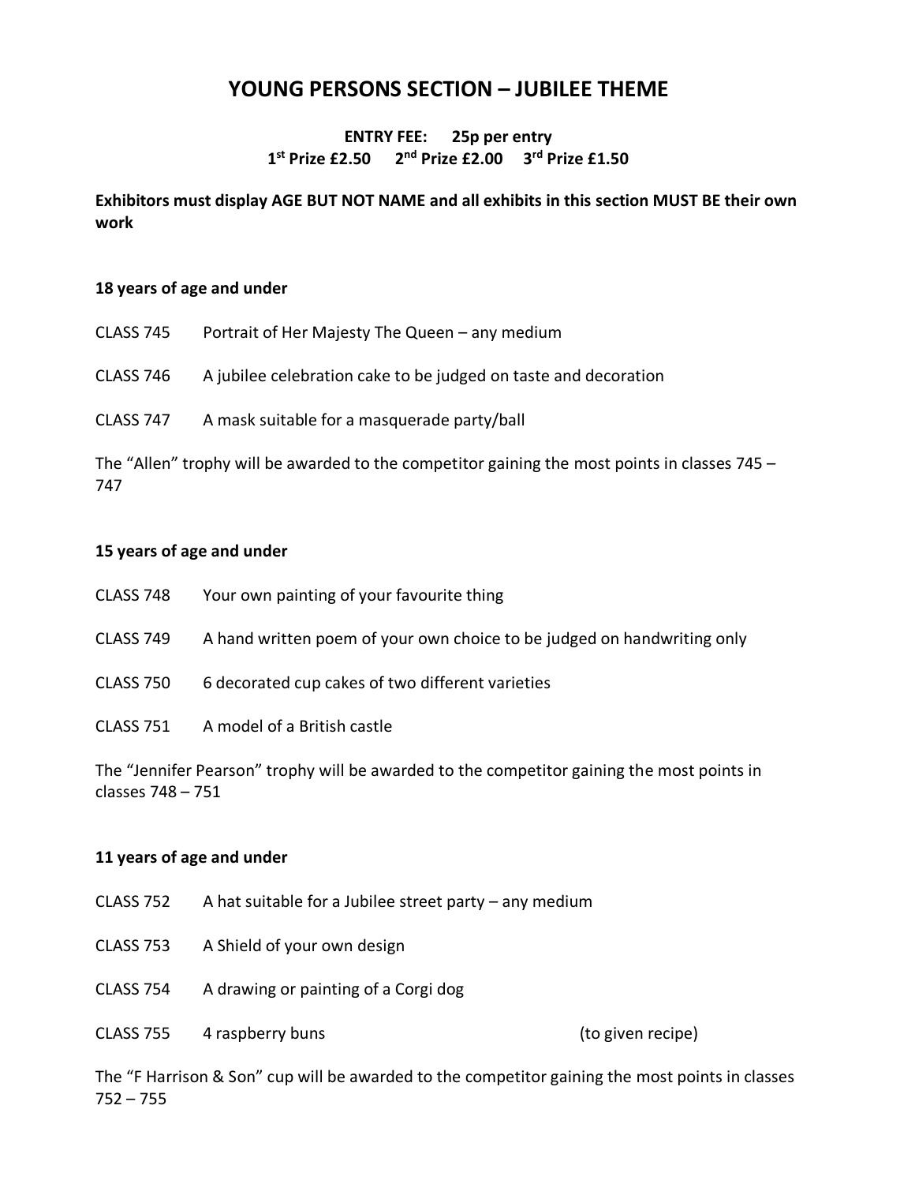# YOUNG PERSONS SECTION – JUBILEE THEME

**ENTRY FEE: 25p per entry**
**1st Prize £2.50 2nd Prize £2.00 3rd Prize £1.50**

**Exhibitors must display AGE BUT NOT NAME and all exhibits in this section MUST BE their own work**

**18 years of age and under**

CLASS 745 Portrait of Her Majesty The Queen – any medium

CLASS 746 A jubilee celebration cake to be judged on taste and decoration

CLASS 747 A mask suitable for a masquerade party/ball

The "Allen" trophy will be awarded to the competitor gaining the most points in classes 745 – 747

**15 years of age and under**

CLASS 748 Your own painting of your favourite thing

CLASS 749 A hand written poem of your own choice to be judged on handwriting only

CLASS 750 6 decorated cup cakes of two different varieties

CLASS 751 A model of a British castle

The "Jennifer Pearson" trophy will be awarded to the competitor gaining the most points in classes 748 – 751

**11 years of age and under**

CLASS 752 A hat suitable for a Jubilee street party – any medium

CLASS 753 A Shield of your own design

CLASS 754 A drawing or painting of a Corgi dog

CLASS 755 4 raspberry buns (to given recipe)

The "F Harrison & Son" cup will be awarded to the competitor gaining the most points in classes 752 – 755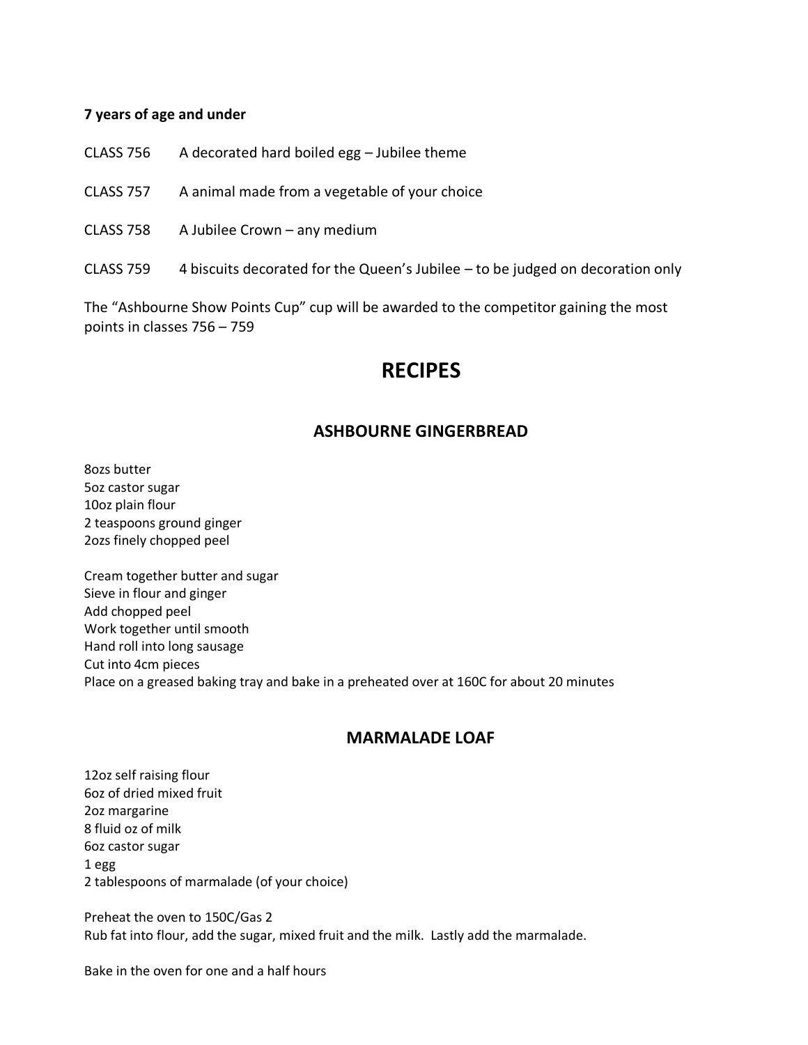**7 years of age and under**

CLASS 756 A decorated hard boiled egg – Jubilee theme

CLASS 757 A animal made from a vegetable of your choice

CLASS 758 A Jubilee Crown – any medium

CLASS 759 4 biscuits decorated for the Queen's Jubilee – to be judged on decoration only

The "Ashbourne Show Points Cup" cup will be awarded to the competitor gaining the most points in classes 756 – 759

# RECIPES

## ASHBOURNE GINGERBREAD

8ozs butter
5oz castor sugar
10oz plain flour
2 teaspoons ground ginger
2ozs finely chopped peel

Cream together butter and sugar
Sieve in flour and ginger
Add chopped peel
Work together until smooth
Hand roll into long sausage
Cut into 4cm pieces
Place on a greased baking tray and bake in a preheated over at 160C for about 20 minutes

## MARMALADE LOAF

12oz self raising flour
6oz of dried mixed fruit
2oz margarine
8 fluid oz of milk
6oz castor sugar
1 egg
2 tablespoons of marmalade (of your choice)

Preheat the oven to 150C/Gas 2
Rub fat into flour, add the sugar, mixed fruit and the milk. Lastly add the marmalade.

Bake in the oven for one and a half hours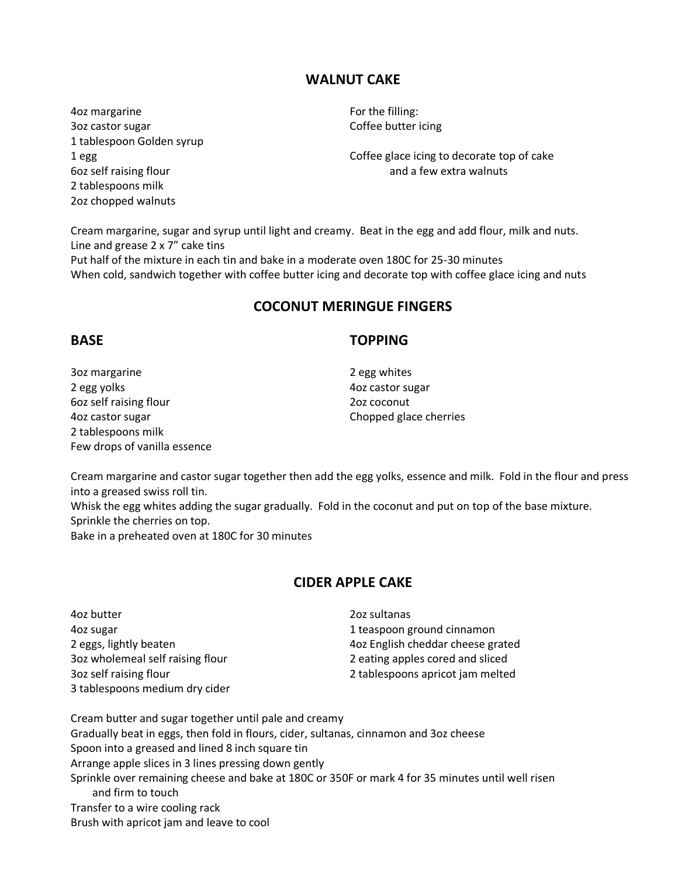## WALNUT CAKE

4oz margarine
3oz castor sugar
1 tablespoon Golden syrup
1 egg
6oz self raising flour
2 tablespoons milk
2oz chopped walnuts

For the filling:
Coffee butter icing

Coffee glace icing to decorate top of cake and a few extra walnuts

Cream margarine, sugar and syrup until light and creamy. Beat in the egg and add flour, milk and nuts.
Line and grease 2 x 7" cake tins
Put half of the mixture in each tin and bake in a moderate oven 180C for 25-30 minutes
When cold, sandwich together with coffee butter icing and decorate top with coffee glace icing and nuts

## COCONUT MERINGUE FINGERS

### BASE

3oz margarine
2 egg yolks
6oz self raising flour
4oz castor sugar
2 tablespoons milk
Few drops of vanilla essence

### TOPPING

2 egg whites
4oz castor sugar
2oz coconut
Chopped glace cherries

Cream margarine and castor sugar together then add the egg yolks, essence and milk. Fold in the flour and press into a greased swiss roll tin.
Whisk the egg whites adding the sugar gradually. Fold in the coconut and put on top of the base mixture.
Sprinkle the cherries on top.
Bake in a preheated oven at 180C for 30 minutes

## CIDER APPLE CAKE

4oz butter
4oz sugar
2 eggs, lightly beaten
3oz wholemeal self raising flour
3oz self raising flour
3 tablespoons medium dry cider
2oz sultanas
1 teaspoon ground cinnamon
4oz English cheddar cheese grated
2 eating apples cored and sliced
2 tablespoons apricot jam melted

Cream butter and sugar together until pale and creamy
Gradually beat in eggs, then fold in flours, cider, sultanas, cinnamon and 3oz cheese
Spoon into a greased and lined 8 inch square tin
Arrange apple slices in 3 lines pressing down gently
Sprinkle over remaining cheese and bake at 180C or 350F or mark 4 for 35 minutes until well risen and firm to touch
Transfer to a wire cooling rack
Brush with apricot jam and leave to cool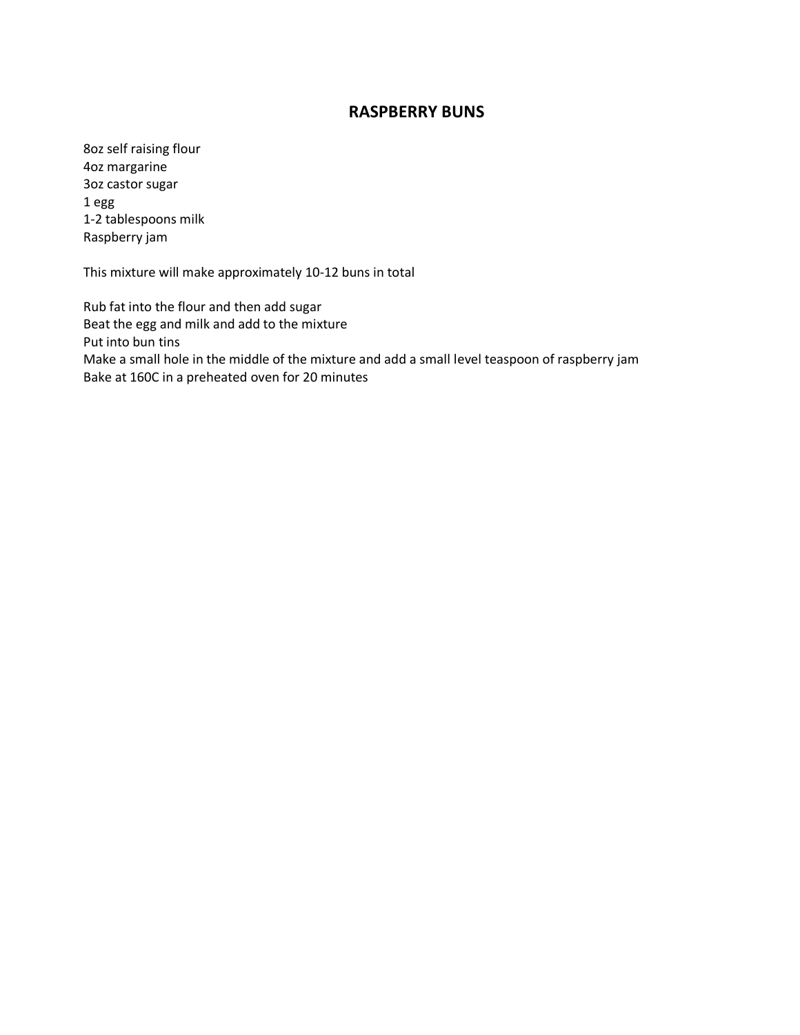# RASPBERRY BUNS

8oz self raising flour
4oz margarine
3oz castor sugar
1 egg
1-2 tablespoons milk
Raspberry jam

This mixture will make approximately 10-12 buns in total

Rub fat into the flour and then add sugar
Beat the egg and milk and add to the mixture
Put into bun tins
Make a small hole in the middle of the mixture and add a small level teaspoon of raspberry jam
Bake at 160C in a preheated oven for 20 minutes